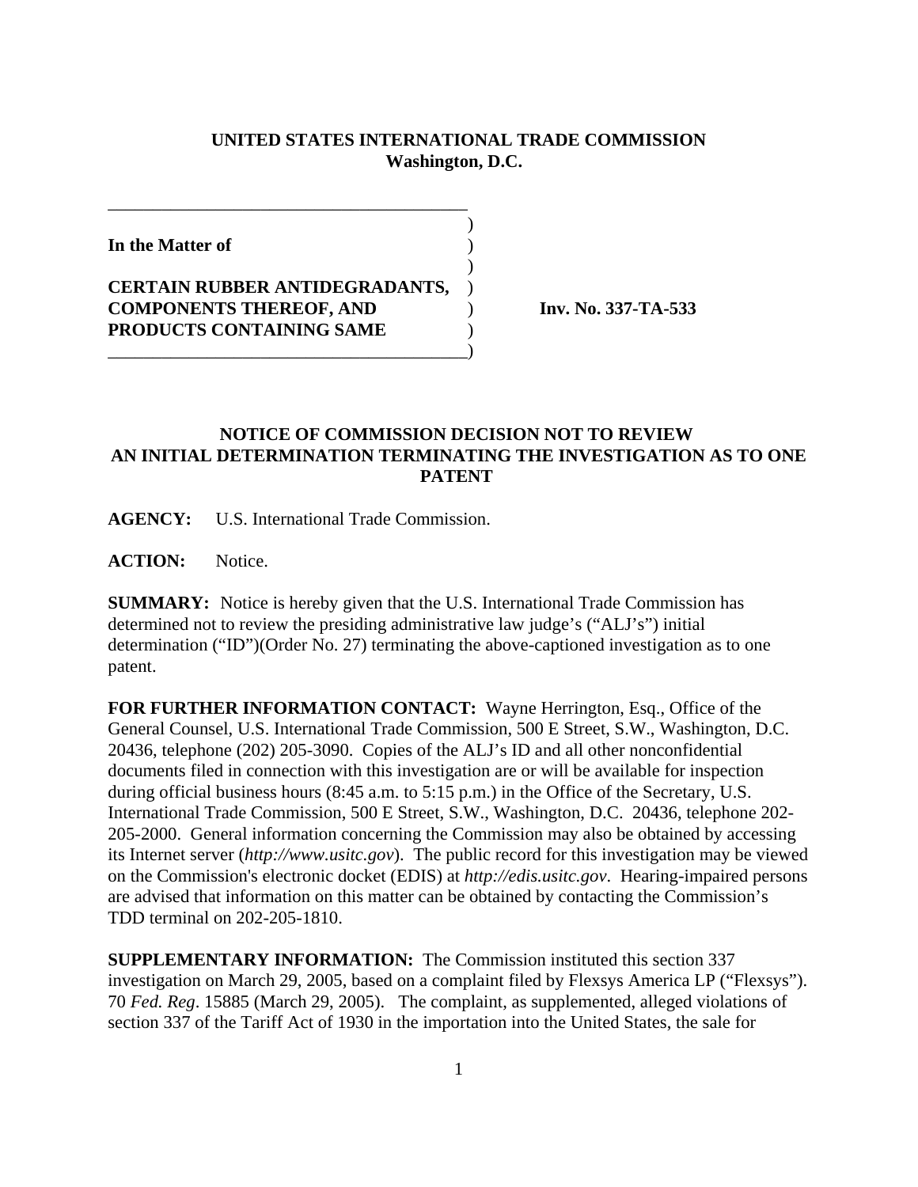**UNITED STATES INTERNATIONAL TRADE COMMISSION**
**Washington, D.C.**

**In the Matter of**

**CERTAIN RUBBER ANTIDEGRADANTS, COMPONENTS THEREOF, AND PRODUCTS CONTAINING SAME**

**Inv. No. 337-TA-533**

## NOTICE OF COMMISSION DECISION NOT TO REVIEW AN INITIAL DETERMINATION TERMINATING THE INVESTIGATION AS TO ONE PATENT

**AGENCY:** U.S. International Trade Commission.

**ACTION:** Notice.

**SUMMARY:** Notice is hereby given that the U.S. International Trade Commission has determined not to review the presiding administrative law judge's ("ALJ's") initial determination ("ID")(Order No. 27) terminating the above-captioned investigation as to one patent.

**FOR FURTHER INFORMATION CONTACT:** Wayne Herrington, Esq., Office of the General Counsel, U.S. International Trade Commission, 500 E Street, S.W., Washington, D.C. 20436, telephone (202) 205-3090. Copies of the ALJ's ID and all other nonconfidential documents filed in connection with this investigation are or will be available for inspection during official business hours (8:45 a.m. to 5:15 p.m.) in the Office of the Secretary, U.S. International Trade Commission, 500 E Street, S.W., Washington, D.C. 20436, telephone 202-205-2000. General information concerning the Commission may also be obtained by accessing its Internet server (*http://www.usitc.gov*). The public record for this investigation may be viewed on the Commission's electronic docket (EDIS) at *http://edis.usitc.gov*. Hearing-impaired persons are advised that information on this matter can be obtained by contacting the Commission's TDD terminal on 202-205-1810.

**SUPPLEMENTARY INFORMATION:** The Commission instituted this section 337 investigation on March 29, 2005, based on a complaint filed by Flexsys America LP ("Flexsys"). 70 *Fed. Reg*. 15885 (March 29, 2005). The complaint, as supplemented, alleged violations of section 337 of the Tariff Act of 1930 in the importation into the United States, the sale for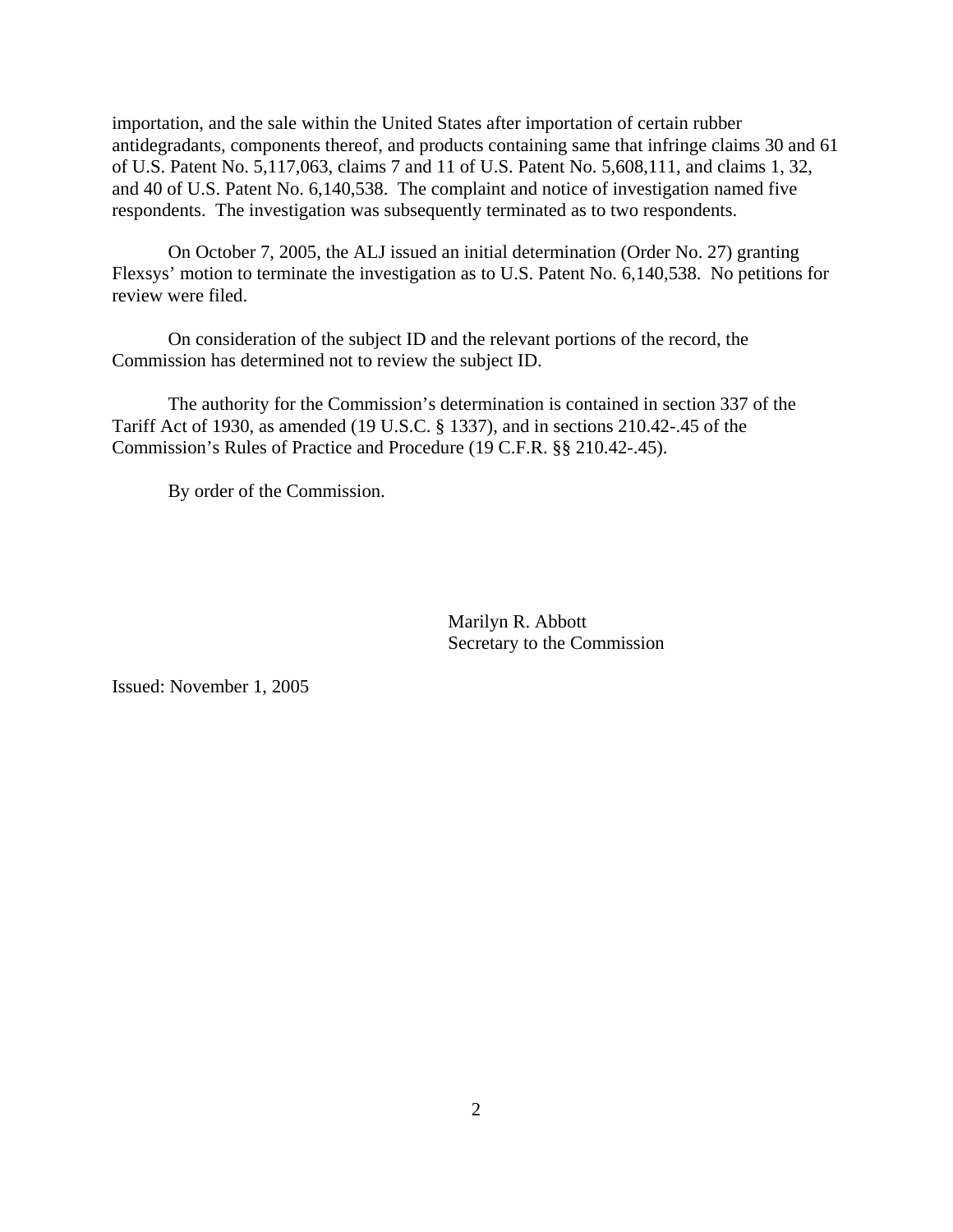importation, and the sale within the United States after importation of certain rubber antidegradants, components thereof, and products containing same that infringe claims 30 and 61 of U.S. Patent No. 5,117,063, claims 7 and 11 of U.S. Patent No. 5,608,111, and claims 1, 32, and 40 of U.S. Patent No. 6,140,538. The complaint and notice of investigation named five respondents. The investigation was subsequently terminated as to two respondents.

On October 7, 2005, the ALJ issued an initial determination (Order No. 27) granting Flexsys' motion to terminate the investigation as to U.S. Patent No. 6,140,538. No petitions for review were filed.

On consideration of the subject ID and the relevant portions of the record, the Commission has determined not to review the subject ID.

The authority for the Commission's determination is contained in section 337 of the Tariff Act of 1930, as amended (19 U.S.C. § 1337), and in sections 210.42-.45 of the Commission's Rules of Practice and Procedure (19 C.F.R. §§ 210.42-.45).

By order of the Commission.

Marilyn R. Abbott
Secretary to the Commission

Issued: November 1, 2005